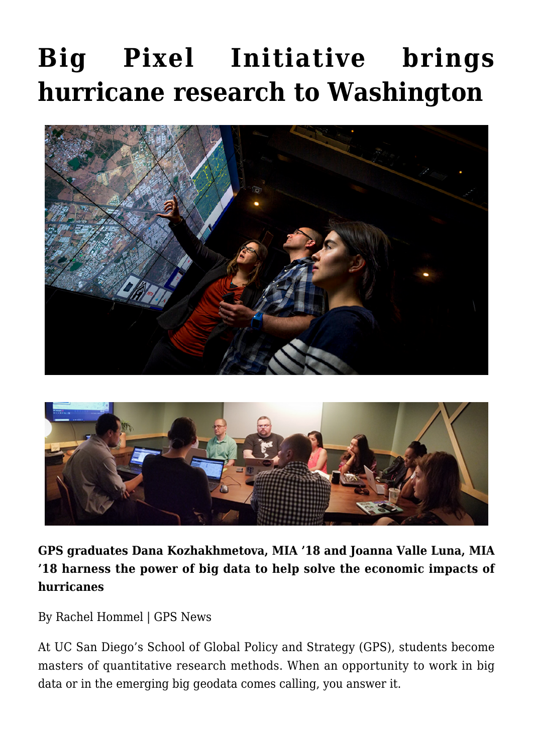# Big Pixel Initiative brings hurricane research to Washington

**GPS graduates Dana Kozhakhmetova, MIA '18 and Joanna Valle Luna, MIA '18 harness the power of big data to help solve the economic impacts of hurricanes**

By Rachel Hommel | GPS News

At UC San Diego's School of Global Policy and Strategy (GPS), students become masters of quantitative research methods. When an opportunity to work in big data or in the emerging big geodata comes calling, you answer it.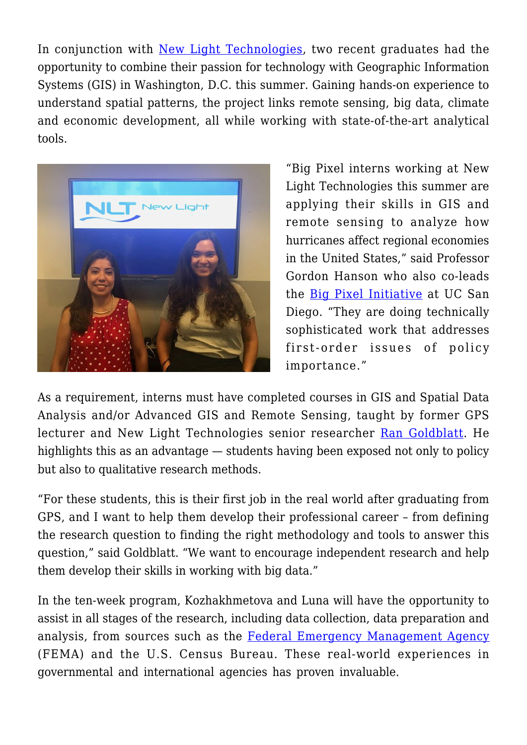In conjunction with New Light Technologies, two recent graduates had the opportunity to combine their passion for technology with Geographic Information Systems (GIS) in Washington, D.C. this summer. Gaining hands-on experience to understand spatial patterns, the project links remote sensing, big data, climate and economic development, all while working with state-of-the-art analytical tools.

"Big Pixel interns working at New Light Technologies this summer are applying their skills in GIS and remote sensing to analyze how hurricanes affect regional economies in the United States," said Professor Gordon Hanson who also co-leads the Big Pixel Initiative at UC San Diego. "They are doing technically sophisticated work that addresses first-order issues of policy importance."

As a requirement, interns must have completed courses in GIS and Spatial Data Analysis and/or Advanced GIS and Remote Sensing, taught by former GPS lecturer and New Light Technologies senior researcher Ran Goldblatt. He highlights this as an advantage — students having been exposed not only to policy but also to qualitative research methods.

"For these students, this is their first job in the real world after graduating from GPS, and I want to help them develop their professional career – from defining the research question to finding the right methodology and tools to answer this question," said Goldblatt. "We want to encourage independent research and help them develop their skills in working with big data."

In the ten-week program, Kozhakhmetova and Luna will have the opportunity to assist in all stages of the research, including data collection, data preparation and analysis, from sources such as the Federal Emergency Management Agency (FEMA) and the U.S. Census Bureau. These real-world experiences in governmental and international agencies has proven invaluable.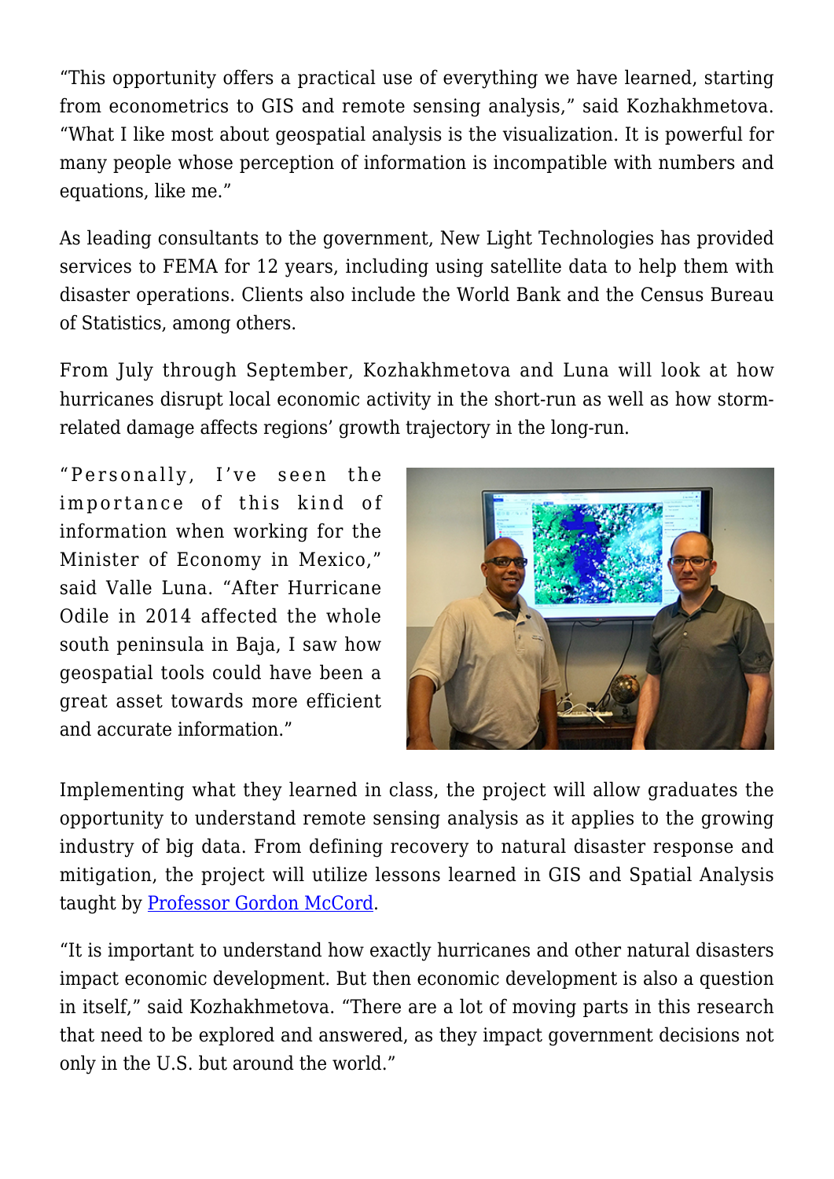"This opportunity offers a practical use of everything we have learned, starting from econometrics to GIS and remote sensing analysis," said Kozhakhmetova. "What I like most about geospatial analysis is the visualization. It is powerful for many people whose perception of information is incompatible with numbers and equations, like me."

As leading consultants to the government, New Light Technologies has provided services to FEMA for 12 years, including using satellite data to help them with disaster operations. Clients also include the World Bank and the Census Bureau of Statistics, among others.

From July through September, Kozhakhmetova and Luna will look at how hurricanes disrupt local economic activity in the short-run as well as how storm-related damage affects regions' growth trajectory in the long-run.

"Personally, I've seen the importance of this kind of information when working for the Minister of Economy in Mexico," said Valle Luna. "After Hurricane Odile in 2014 affected the whole south peninsula in Baja, I saw how geospatial tools could have been a great asset towards more efficient and accurate information."

Implementing what they learned in class, the project will allow graduates the opportunity to understand remote sensing analysis as it applies to the growing industry of big data. From defining recovery to natural disaster response and mitigation, the project will utilize lessons learned in GIS and Spatial Analysis taught by Professor Gordon McCord.

"It is important to understand how exactly hurricanes and other natural disasters impact economic development. But then economic development is also a question in itself," said Kozhakhmetova. "There are a lot of moving parts in this research that need to be explored and answered, as they impact government decisions not only in the U.S. but around the world."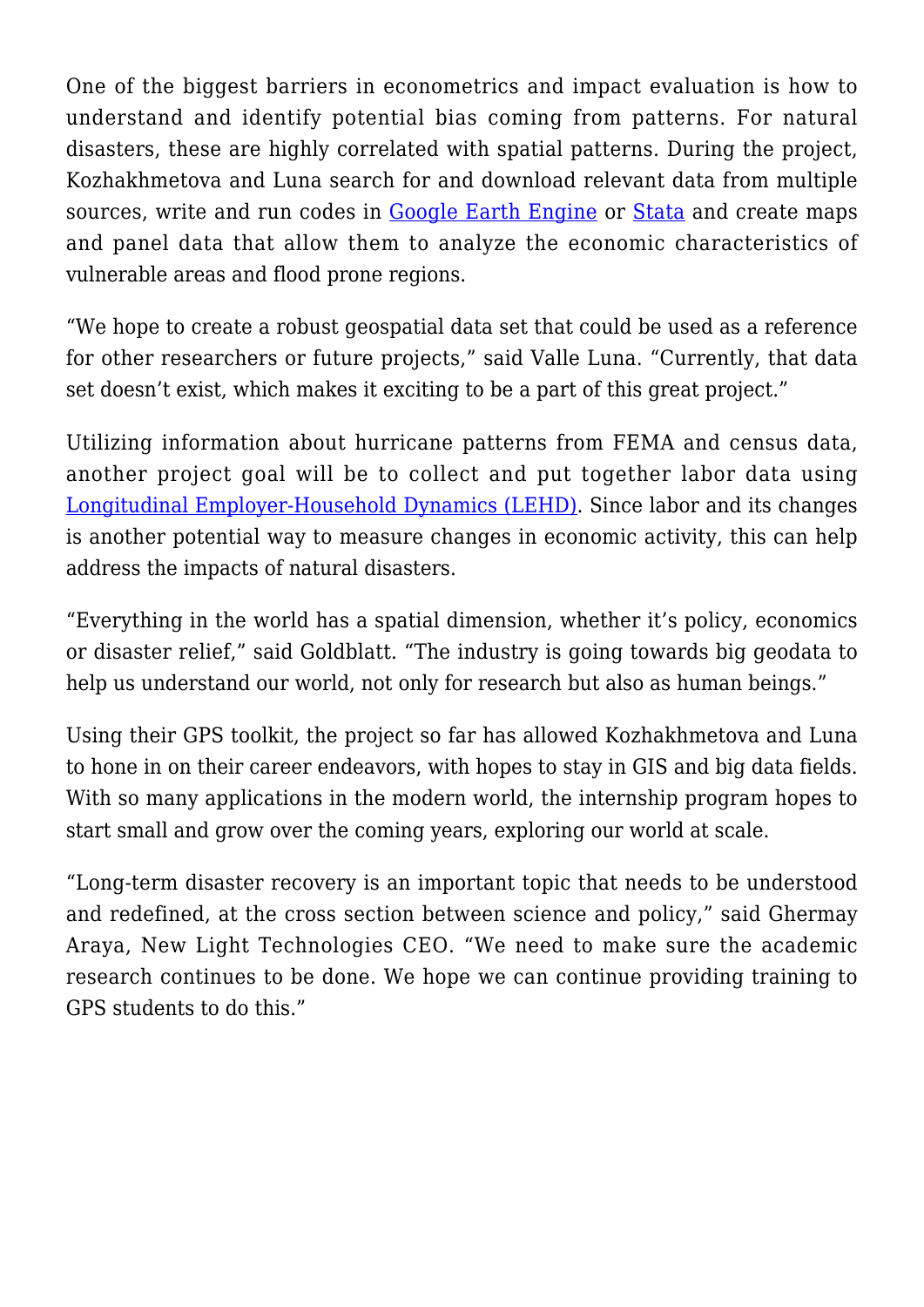One of the biggest barriers in econometrics and impact evaluation is how to understand and identify potential bias coming from patterns. For natural disasters, these are highly correlated with spatial patterns. During the project, Kozhakhmetova and Luna search for and download relevant data from multiple sources, write and run codes in [Google Earth Engine] or [Stata] and create maps and panel data that allow them to analyze the economic characteristics of vulnerable areas and flood prone regions.

"We hope to create a robust geospatial data set that could be used as a reference for other researchers or future projects," said Valle Luna. "Currently, that data set doesn't exist, which makes it exciting to be a part of this great project."

Utilizing information about hurricane patterns from FEMA and census data, another project goal will be to collect and put together labor data using [Longitudinal Employer-Household Dynamics (LEHD)]. Since labor and its changes is another potential way to measure changes in economic activity, this can help address the impacts of natural disasters.

"Everything in the world has a spatial dimension, whether it's policy, economics or disaster relief," said Goldblatt. "The industry is going towards big geodata to help us understand our world, not only for research but also as human beings."

Using their GPS toolkit, the project so far has allowed Kozhakhmetova and Luna to hone in on their career endeavors, with hopes to stay in GIS and big data fields. With so many applications in the modern world, the internship program hopes to start small and grow over the coming years, exploring our world at scale.

"Long-term disaster recovery is an important topic that needs to be understood and redefined, at the cross section between science and policy," said Ghermay Araya, New Light Technologies CEO. "We need to make sure the academic research continues to be done. We hope we can continue providing training to GPS students to do this."